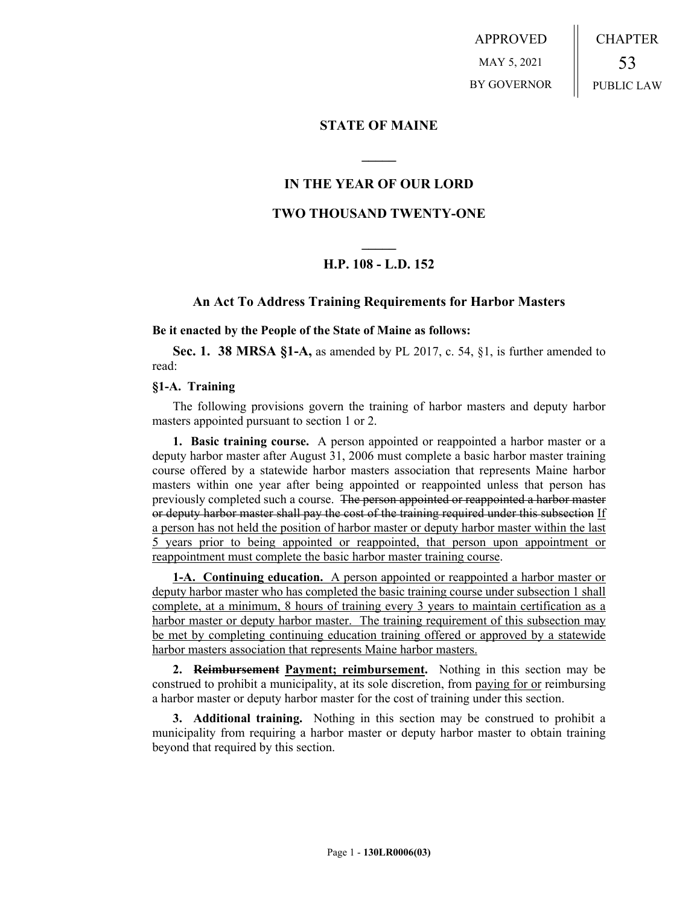APPROVED

MAY 5, 2021

BY GOVERNOR

CHAPTER

53

PUBLIC LAW

## STATE OF MAINE

## IN THE YEAR OF OUR LORD

## TWO THOUSAND TWENTY-ONE

## H.P. 108 - L.D. 152

### An Act To Address Training Requirements for Harbor Masters

**Be it enacted by the People of the State of Maine as follows:**

**Sec. 1. 38 MRSA §1-A,** as amended by PL 2017, c. 54, §1, is further amended to read:

**§1-A. Training**

The following provisions govern the training of harbor masters and deputy harbor masters appointed pursuant to section 1 or 2.

**1. Basic training course.** A person appointed or reappointed a harbor master or a deputy harbor master after August 31, 2006 must complete a basic harbor master training course offered by a statewide harbor masters association that represents Maine harbor masters within one year after being appointed or reappointed unless that person has previously completed such a course. ~~The person appointed or reappointed a harbor master or deputy harbor master shall pay the cost of the training required under this subsection~~ If a person has not held the position of harbor master or deputy harbor master within the last 5 years prior to being appointed or reappointed, that person upon appointment or reappointment must complete the basic harbor master training course.

**1-A. Continuing education.** A person appointed or reappointed a harbor master or deputy harbor master who has completed the basic training course under subsection 1 shall complete, at a minimum, 8 hours of training every 3 years to maintain certification as a harbor master or deputy harbor master. The training requirement of this subsection may be met by completing continuing education training offered or approved by a statewide harbor masters association that represents Maine harbor masters.

**2. ~~Reimbursement~~ Payment; reimbursement.** Nothing in this section may be construed to prohibit a municipality, at its sole discretion, from paying for or reimbursing a harbor master or deputy harbor master for the cost of training under this section.

**3. Additional training.** Nothing in this section may be construed to prohibit a municipality from requiring a harbor master or deputy harbor master to obtain training beyond that required by this section.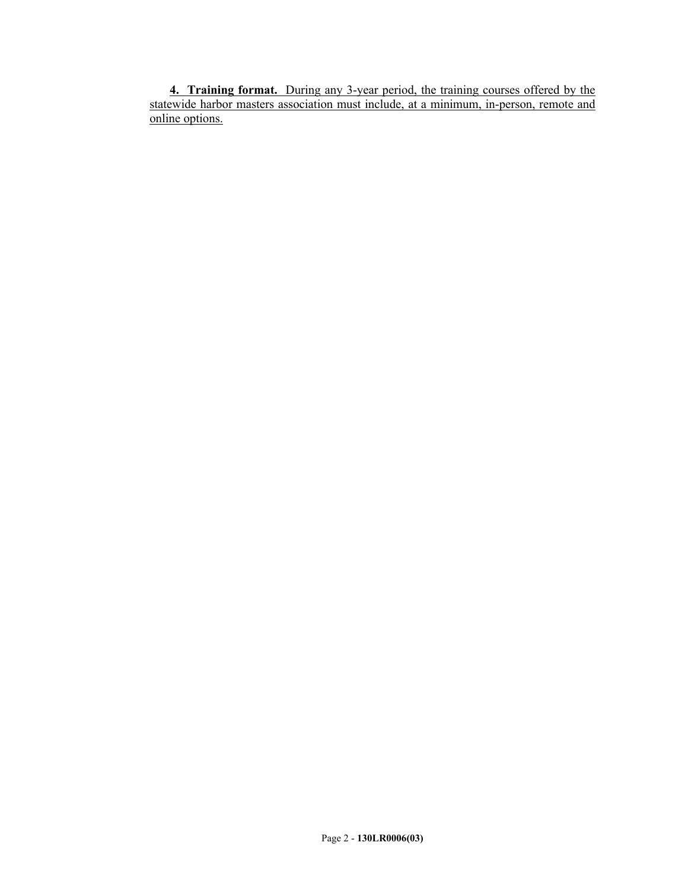**4. Training format.** During any 3-year period, the training courses offered by the statewide harbor masters association must include, at a minimum, in-person, remote and online options.